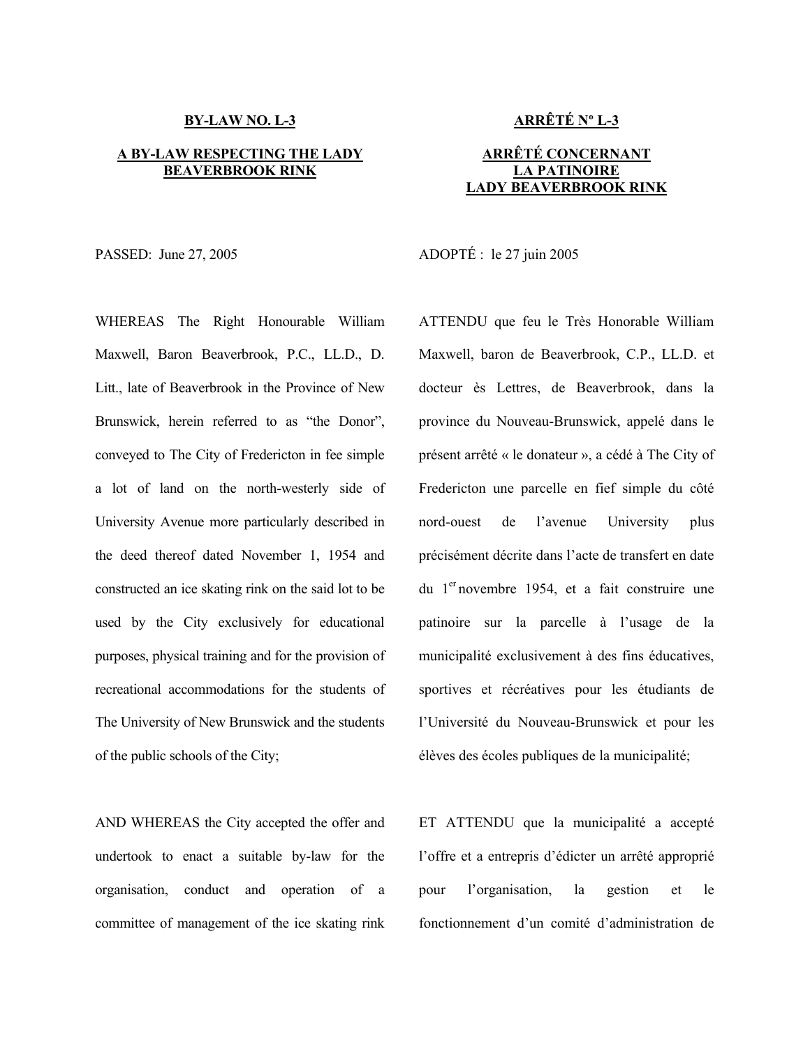**BY-LAW NO. L-3**

**A BY-LAW RESPECTING THE LADY BEAVERBROOK RINK**

PASSED: June 27, 2005

WHEREAS The Right Honourable William Maxwell, Baron Beaverbrook, P.C., LL.D., D. Litt., late of Beaverbrook in the Province of New Brunswick, herein referred to as "the Donor", conveyed to The City of Fredericton in fee simple a lot of land on the north-westerly side of University Avenue more particularly described in the deed thereof dated November 1, 1954 and constructed an ice skating rink on the said lot to be used by the City exclusively for educational purposes, physical training and for the provision of recreational accommodations for the students of The University of New Brunswick and the students of the public schools of the City;

AND WHEREAS the City accepted the offer and undertook to enact a suitable by-law for the organisation, conduct and operation of a committee of management of the ice skating rink

**ARRÊTÉ Nº L-3**

**ARRÊTÉ CONCERNANT LA PATINOIRE LADY BEAVERBROOK RINK**

ADOPTÉ : le 27 juin 2005

ATTENDU que feu le Très Honorable William Maxwell, baron de Beaverbrook, C.P., LL.D. et docteur ès Lettres, de Beaverbrook, dans la province du Nouveau-Brunswick, appelé dans le présent arrêté « le donateur », a cédé à The City of Fredericton une parcelle en fief simple du côté nord-ouest de l'avenue University plus précisément décrite dans l'acte de transfert en date du 1er novembre 1954, et a fait construire une patinoire sur la parcelle à l'usage de la municipalité exclusivement à des fins éducatives, sportives et récréatives pour les étudiants de l'Université du Nouveau-Brunswick et pour les élèves des écoles publiques de la municipalité;

ET ATTENDU que la municipalité a accepté l'offre et a entrepris d'édicter un arrêté approprié pour l'organisation, la gestion et le fonctionnement d'un comité d'administration de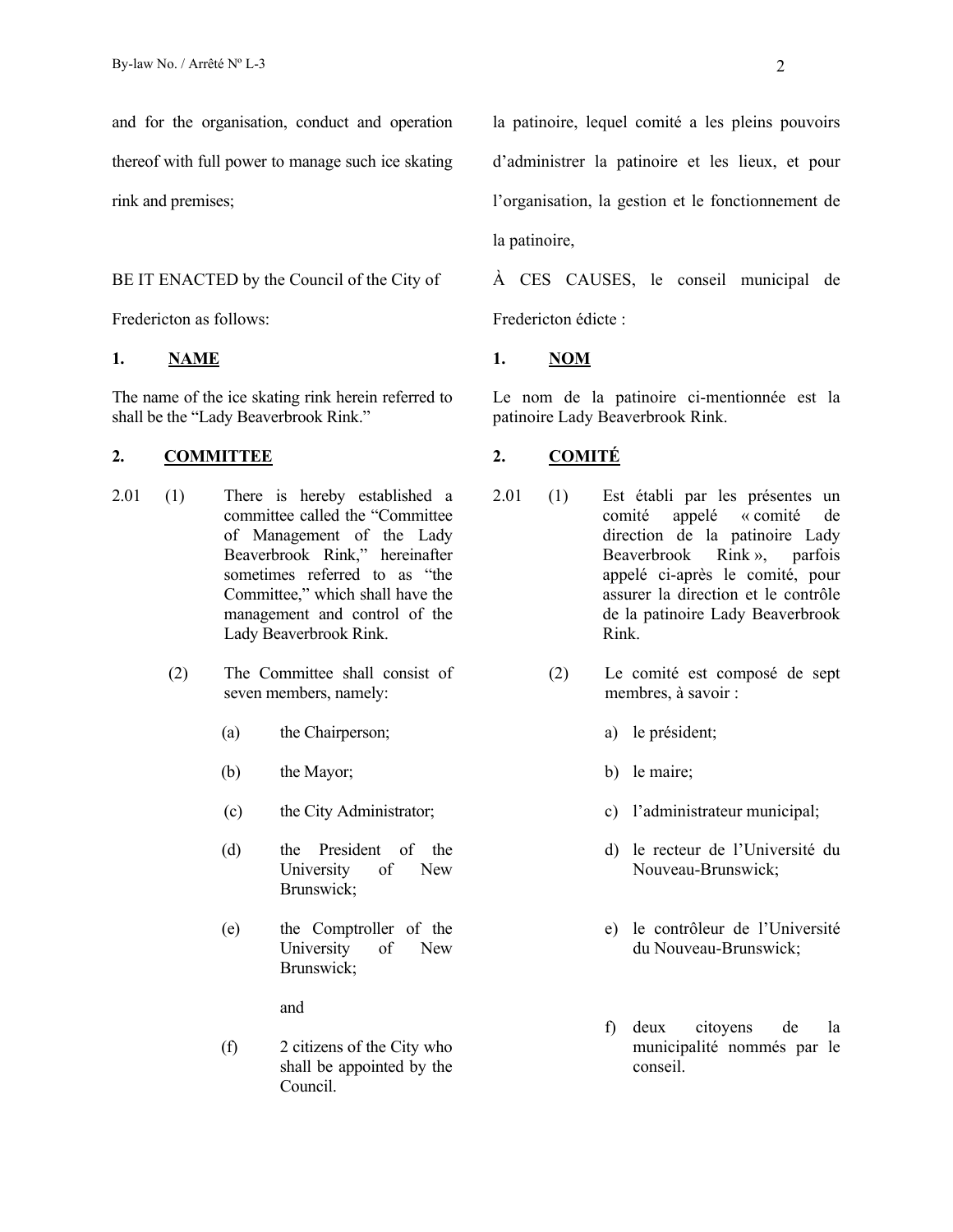and for the organisation, conduct and operation thereof with full power to manage such ice skating rink and premises;

la patinoire, lequel comité a les pleins pouvoirs d'administrer la patinoire et les lieux, et pour l'organisation, la gestion et le fonctionnement de la patinoire,

BE IT ENACTED by the Council of the City of Fredericton as follows:

À CES CAUSES, le conseil municipal de Fredericton édicte :

**1. NAME**

The name of the ice skating rink herein referred to shall be the "Lady Beaverbrook Rink."

**1. NOM**

Le nom de la patinoire ci-mentionnée est la patinoire Lady Beaverbrook Rink.

**2. COMMITTEE**

2.01 (1) There is hereby established a committee called the "Committee of Management of the Lady Beaverbrook Rink," hereinafter sometimes referred to as "the Committee," which shall have the management and control of the Lady Beaverbrook Rink.

(2) The Committee shall consist of seven members, namely:

(a) the Chairperson;

(b) the Mayor;

(c) the City Administrator;

(d) the President of the University of New Brunswick;

(e) the Comptroller of the University of New Brunswick;

and

(f) 2 citizens of the City who shall be appointed by the Council.

**2. COMITÉ**

2.01 (1) Est établi par les présentes un comité appelé « comité de direction de la patinoire Lady Beaverbrook Rink », parfois appelé ci-après le comité, pour assurer la direction et le contrôle de la patinoire Lady Beaverbrook Rink.

(2) Le comité est composé de sept membres, à savoir :

a) le président;

b) le maire;

c) l'administrateur municipal;

d) le recteur de l'Université du Nouveau-Brunswick;

e) le contrôleur de l'Université du Nouveau-Brunswick;

f) deux citoyens de la municipalité nommés par le conseil.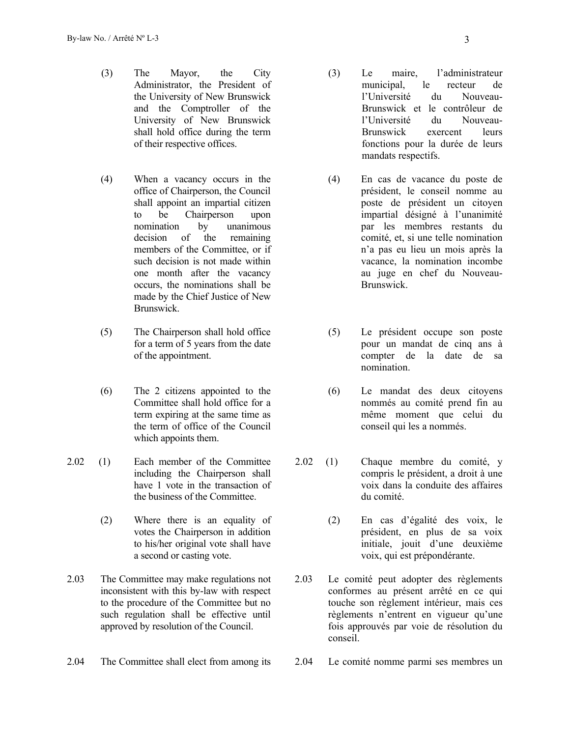(3) The Mayor, the City Administrator, the President of the University of New Brunswick and the Comptroller of the University of New Brunswick shall hold office during the term of their respective offices.

(4) When a vacancy occurs in the office of Chairperson, the Council shall appoint an impartial citizen to be Chairperson upon nomination by unanimous decision of the remaining members of the Committee, or if such decision is not made within one month after the vacancy occurs, the nominations shall be made by the Chief Justice of New Brunswick.

(5) The Chairperson shall hold office for a term of 5 years from the date of the appointment.

(6) The 2 citizens appointed to the Committee shall hold office for a term expiring at the same time as the term of office of the Council which appoints them.

2.02 (1) Each member of the Committee including the Chairperson shall have 1 vote in the transaction of the business of the Committee.

(2) Where there is an equality of votes the Chairperson in addition to his/her original vote shall have a second or casting vote.

2.03 The Committee may make regulations not inconsistent with this by-law with respect to the procedure of the Committee but no such regulation shall be effective until approved by resolution of the Council.

2.04 The Committee shall elect from among its

(3) Le maire, l'administrateur municipal, le recteur de l'Université du Nouveau-Brunswick et le contrôleur de l'Université du Nouveau-Brunswick exercent leurs fonctions pour la durée de leurs mandats respectifs.

(4) En cas de vacance du poste de président, le conseil nomme au poste de président un citoyen impartial désigné à l'unanimité par les membres restants du comité, et, si une telle nomination n'a pas eu lieu un mois après la vacance, la nomination incombe au juge en chef du Nouveau-Brunswick.

(5) Le président occupe son poste pour un mandat de cinq ans à compter de la date de sa nomination.

(6) Le mandat des deux citoyens nommés au comité prend fin au même moment que celui du conseil qui les a nommés.

2.02 (1) Chaque membre du comité, y compris le président, a droit à une voix dans la conduite des affaires du comité.

(2) En cas d'égalité des voix, le président, en plus de sa voix initiale, jouit d'une deuxième voix, qui est prépondérante.

2.03 Le comité peut adopter des règlements conformes au présent arrêté en ce qui touche son règlement intérieur, mais ces règlements n'entrent en vigueur qu'une fois approuvés par voie de résolution du conseil.

2.04 Le comité nomme parmi ses membres un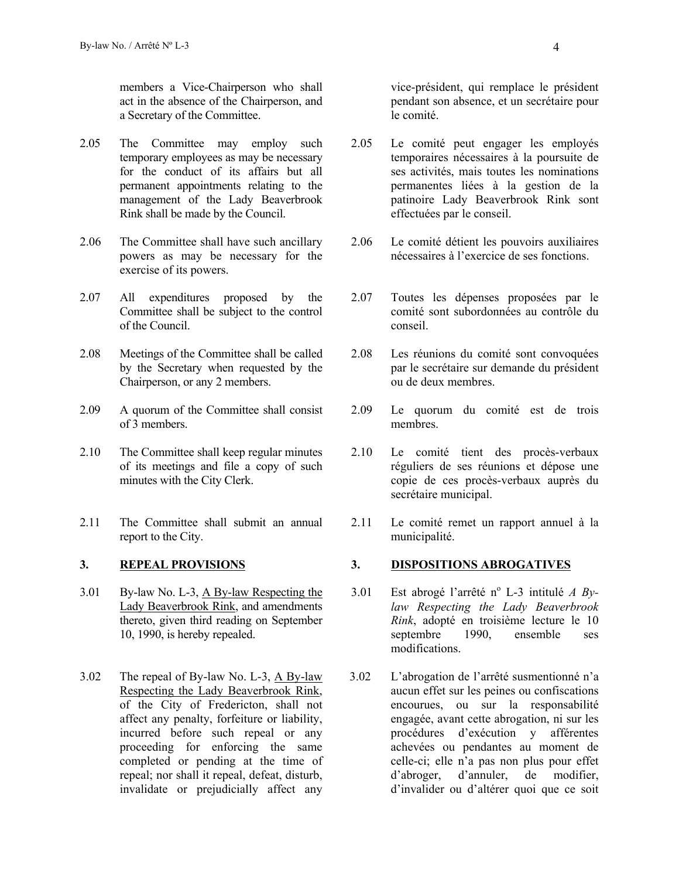members a Vice-Chairperson who shall act in the absence of the Chairperson, and a Secretary of the Committee.

vice-président, qui remplace le président pendant son absence, et un secrétaire pour le comité.

2.05 The Committee may employ such temporary employees as may be necessary for the conduct of its affairs but all permanent appointments relating to the management of the Lady Beaverbrook Rink shall be made by the Council.

2.05 Le comité peut engager les employés temporaires nécessaires à la poursuite de ses activités, mais toutes les nominations permanentes liées à la gestion de la patinoire Lady Beaverbrook Rink sont effectuées par le conseil.

2.06 The Committee shall have such ancillary powers as may be necessary for the exercise of its powers.

2.06 Le comité détient les pouvoirs auxiliaires nécessaires à l'exercice de ses fonctions.

2.07 All expenditures proposed by the Committee shall be subject to the control of the Council.

2.07 Toutes les dépenses proposées par le comité sont subordonnées au contrôle du conseil.

2.08 Meetings of the Committee shall be called by the Secretary when requested by the Chairperson, or any 2 members.

2.08 Les réunions du comité sont convoquées par le secrétaire sur demande du président ou de deux membres.

2.09 A quorum of the Committee shall consist of 3 members.

2.09 Le quorum du comité est de trois membres.

2.10 The Committee shall keep regular minutes of its meetings and file a copy of such minutes with the City Clerk.

2.10 Le comité tient des procès-verbaux réguliers de ses réunions et dépose une copie de ces procès-verbaux auprès du secrétaire municipal.

2.11 The Committee shall submit an annual report to the City.

2.11 Le comité remet un rapport annuel à la municipalité.

## 3. REPEAL PROVISIONS

## 3. DISPOSITIONS ABROGATIVES

3.01 By-law No. L-3, A By-law Respecting the Lady Beaverbrook Rink, and amendments thereto, given third reading on September 10, 1990, is hereby repealed.

3.01 Est abrogé l'arrêté n° L-3 intitulé *A By-law Respecting the Lady Beaverbrook Rink*, adopté en troisième lecture le 10 septembre 1990, ensemble ses modifications.

3.02 The repeal of By-law No. L-3, A By-law Respecting the Lady Beaverbrook Rink, of the City of Fredericton, shall not affect any penalty, forfeiture or liability, incurred before such repeal or any proceeding for enforcing the same completed or pending at the time of repeal; nor shall it repeal, defeat, disturb, invalidate or prejudicially affect any

3.02 L'abrogation de l'arrêté susmentionné n'a aucun effet sur les peines ou confiscations encourues, ou sur la responsabilité engagée, avant cette abrogation, ni sur les procédures d'exécution y afférentes achevées ou pendantes au moment de celle-ci; elle n'a pas non plus pour effet d'abroger, d'annuler, de modifier, d'invalider ou d'altérer quoi que ce soit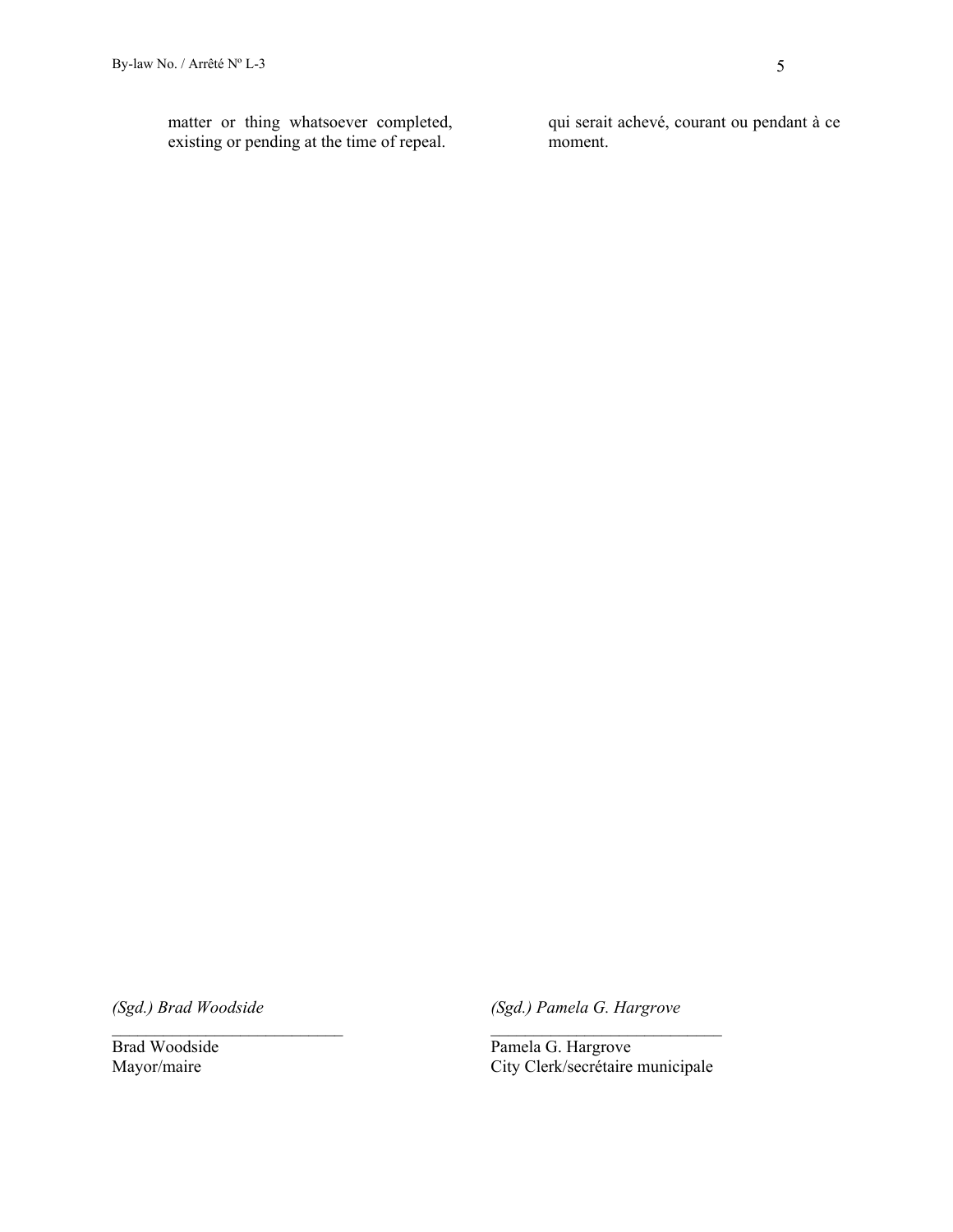matter or thing whatsoever completed, existing or pending at the time of repeal.

qui serait achevé, courant ou pendant à ce moment.

*(Sgd.) Brad Woodside*

\_\_\_\_\_\_\_\_\_\_\_\_\_\_\_\_\_\_\_\_\_\_\_\_\_\_\_\_

Brad Woodside
Mayor/maire

*(Sgd.) Pamela G. Hargrove*

\_\_\_\_\_\_\_\_\_\_\_\_\_\_\_\_\_\_\_\_\_\_\_\_\_\_\_\_

Pamela G. Hargrove
City Clerk/secrétaire municipale